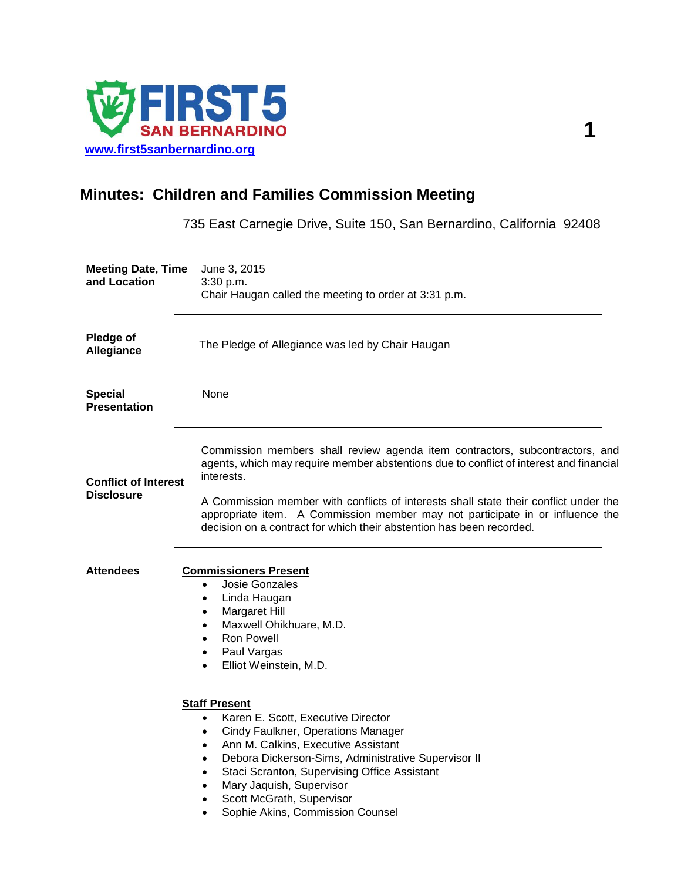FIRST 5 SAN BERNARDINO

[www.first5sanbernardino.org](http://www.first5sanbernardino.org)

# Minutes: Children and Families Commission Meeting

735 East Carnegie Drive, Suite 150, San Bernardino, California 92408

**Meeting Date, Time and Location**

June 3, 2015
3:30 p.m.
Chair Haugan called the meeting to order at 3:31 p.m.

**Pledge of Allegiance**

The Pledge of Allegiance was led by Chair Haugan

**Special Presentation**

None

**Conflict of Interest Disclosure**

Commission members shall review agenda item contractors, subcontractors, and agents, which may require member abstentions due to conflict of interest and financial interests.

A Commission member with conflicts of interests shall state their conflict under the appropriate item. A Commission member may not participate in or influence the decision on a contract for which their abstention has been recorded.

**Attendees**

**Commissioners Present**

- Josie Gonzales
- Linda Haugan
- Margaret Hill
- Maxwell Ohikhuare, M.D.
- Ron Powell
- Paul Vargas
- Elliot Weinstein, M.D.

**Staff Present**

- Karen E. Scott, Executive Director
- Cindy Faulkner, Operations Manager
- Ann M. Calkins, Executive Assistant
- Debora Dickerson-Sims, Administrative Supervisor II
- Staci Scranton, Supervising Office Assistant
- Mary Jaquish, Supervisor
- Scott McGrath, Supervisor
- Sophie Akins, Commission Counsel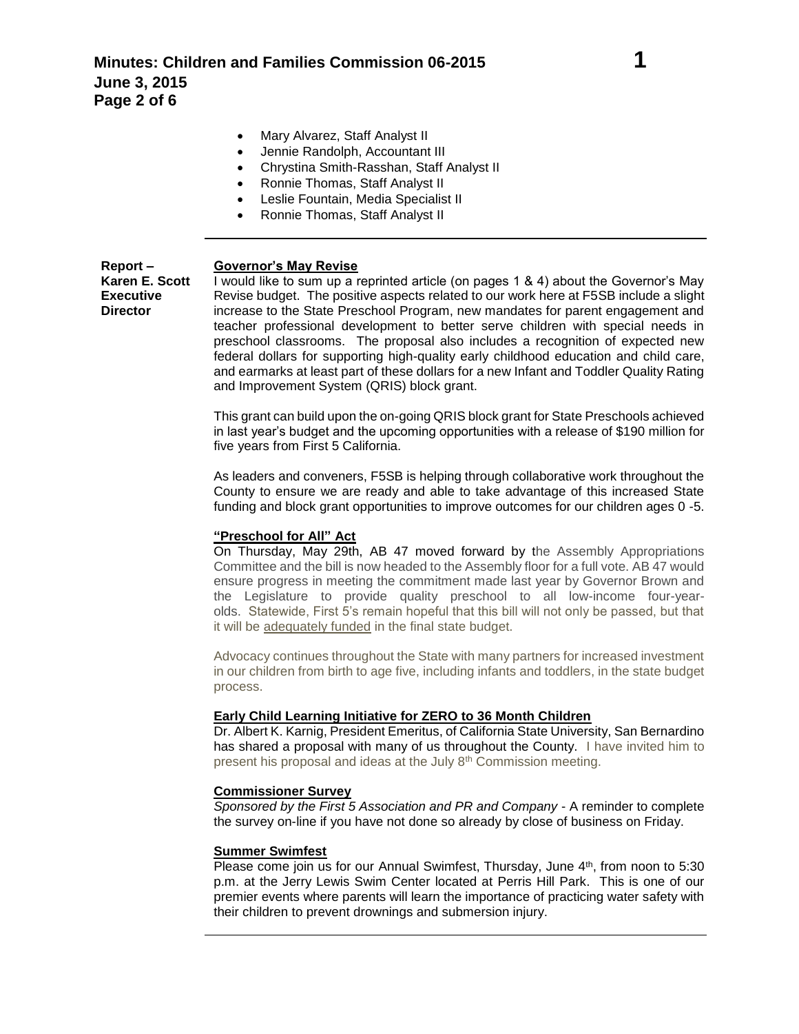- Mary Alvarez, Staff Analyst II
- Jennie Randolph, Accountant III
- Chrystina Smith-Rasshan, Staff Analyst II
- Ronnie Thomas, Staff Analyst II
- Leslie Fountain, Media Specialist II
- Ronnie Thomas, Staff Analyst II

---

**Report – Karen E. Scott Executive Director**

**Governor's May Revise**

I would like to sum up a reprinted article (on pages 1 & 4) about the Governor's May Revise budget. The positive aspects related to our work here at F5SB include a slight increase to the State Preschool Program, new mandates for parent engagement and teacher professional development to better serve children with special needs in preschool classrooms. The proposal also includes a recognition of expected new federal dollars for supporting high-quality early childhood education and child care, and earmarks at least part of these dollars for a new Infant and Toddler Quality Rating and Improvement System (QRIS) block grant.

This grant can build upon the on-going QRIS block grant for State Preschools achieved in last year's budget and the upcoming opportunities with a release of $190 million for five years from First 5 California.

As leaders and conveners, F5SB is helping through collaborative work throughout the County to ensure we are ready and able to take advantage of this increased State funding and block grant opportunities to improve outcomes for our children ages 0 -5.

**"Preschool for All" Act**

On Thursday, May 29th, AB 47 moved forward by the Assembly Appropriations Committee and the bill is now headed to the Assembly floor for a full vote. AB 47 would ensure progress in meeting the commitment made last year by Governor Brown and the Legislature to provide quality preschool to all low-income four-year-olds. Statewide, First 5's remain hopeful that this bill will not only be passed, but that it will be adequately funded in the final state budget.

Advocacy continues throughout the State with many partners for increased investment in our children from birth to age five, including infants and toddlers, in the state budget process.

**Early Child Learning Initiative for ZERO to 36 Month Children**

Dr. Albert K. Karnig, President Emeritus, of California State University, San Bernardino has shared a proposal with many of us throughout the County. I have invited him to present his proposal and ideas at the July 8th Commission meeting.

**Commissioner Survey**

*Sponsored by the First 5 Association and PR and Company* - A reminder to complete the survey on-line if you have not done so already by close of business on Friday.

**Summer Swimfest**

Please come join us for our Annual Swimfest, Thursday, June 4th, from noon to 5:30 p.m. at the Jerry Lewis Swim Center located at Perris Hill Park. This is one of our premier events where parents will learn the importance of practicing water safety with their children to prevent drownings and submersion injury.

---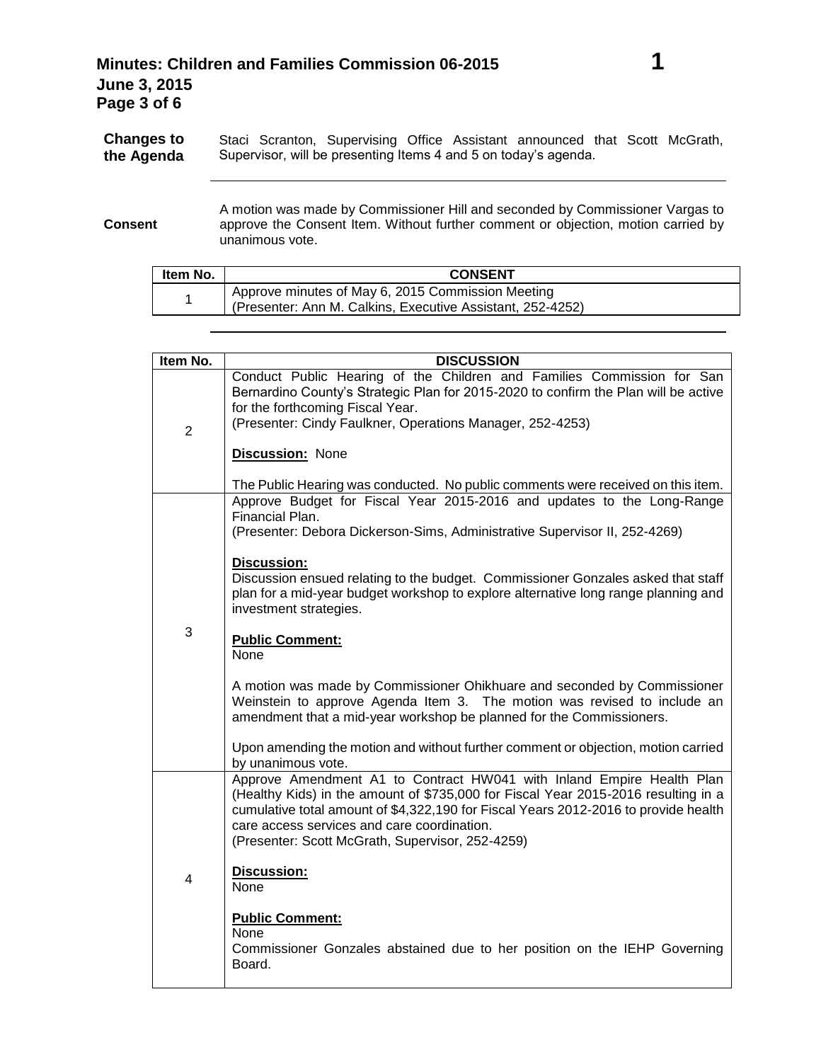**Changes to the Agenda**

Staci Scranton, Supervising Office Assistant announced that Scott McGrath, Supervisor, will be presenting Items 4 and 5 on today's agenda.

---

**Consent**

A motion was made by Commissioner Hill and seconded by Commissioner Vargas to approve the Consent Item. Without further comment or objection, motion carried by unanimous vote.

| Item No. | CONSENT |
|---|---|
| 1 | Approve minutes of May 6, 2015 Commission Meeting<br>(Presenter: Ann M. Calkins, Executive Assistant, 252-4252) |

---

| Item No. | DISCUSSION |
|---|---|
| 2 | Conduct Public Hearing of the Children and Families Commission for San Bernardino County's Strategic Plan for 2015-2020 to confirm the Plan will be active for the forthcoming Fiscal Year.<br>(Presenter: Cindy Faulkner, Operations Manager, 252-4253)<br><br>**Discussion:** None<br><br>The Public Hearing was conducted. No public comments were received on this item. |
| 3 | Approve Budget for Fiscal Year 2015-2016 and updates to the Long-Range Financial Plan.<br>(Presenter: Debora Dickerson-Sims, Administrative Supervisor II, 252-4269)<br><br>**Discussion:**<br>Discussion ensued relating to the budget. Commissioner Gonzales asked that staff plan for a mid-year budget workshop to explore alternative long range planning and investment strategies.<br><br>**Public Comment:**<br>None<br><br>A motion was made by Commissioner Ohikhuare and seconded by Commissioner Weinstein to approve Agenda Item 3. The motion was revised to include an amendment that a mid-year workshop be planned for the Commissioners.<br><br>Upon amending the motion and without further comment or objection, motion carried by unanimous vote. |
| 4 | Approve Amendment A1 to Contract HW041 with Inland Empire Health Plan (Healthy Kids) in the amount of $735,000 for Fiscal Year 2015-2016 resulting in a cumulative total amount of $4,322,190 for Fiscal Years 2012-2016 to provide health care access services and care coordination.<br>(Presenter: Scott McGrath, Supervisor, 252-4259)<br><br>**Discussion:**<br>None<br><br>**Public Comment:**<br>None<br>Commissioner Gonzales abstained due to her position on the IEHP Governing Board. |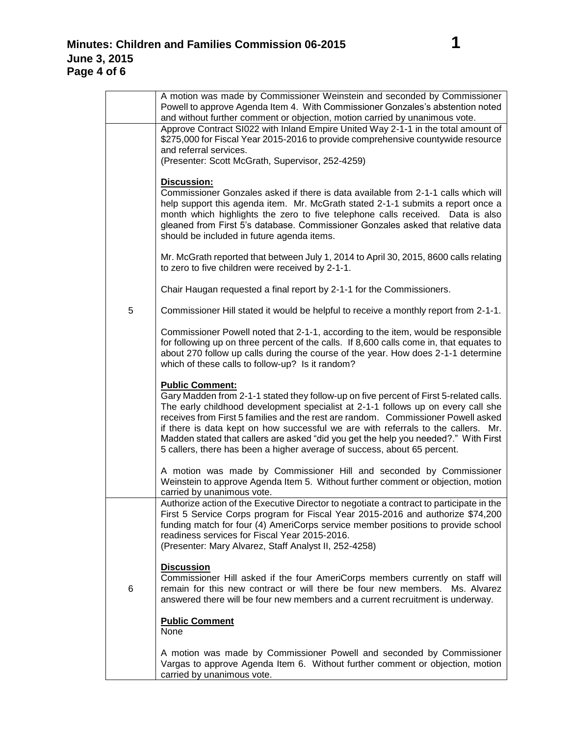| | |
|---|---|
| | A motion was made by Commissioner Weinstein and seconded by Commissioner Powell to approve Agenda Item 4. With Commissioner Gonzales's abstention noted and without further comment or objection, motion carried by unanimous vote. |
| 5 | Approve Contract SI022 with Inland Empire United Way 2-1-1 in the total amount of $275,000 for Fiscal Year 2015-2016 to provide comprehensive countywide resource and referral services.<br>(Presenter: Scott McGrath, Supervisor, 252-4259)<br><br>**Discussion:**<br>Commissioner Gonzales asked if there is data available from 2-1-1 calls which will help support this agenda item. Mr. McGrath stated 2-1-1 submits a report once a month which highlights the zero to five telephone calls received. Data is also gleaned from First 5's database. Commissioner Gonzales asked that relative data should be included in future agenda items.<br><br>Mr. McGrath reported that between July 1, 2014 to April 30, 2015, 8600 calls relating to zero to five children were received by 2-1-1.<br><br>Chair Haugan requested a final report by 2-1-1 for the Commissioners.<br><br>Commissioner Hill stated it would be helpful to receive a monthly report from 2-1-1.<br><br>Commissioner Powell noted that 2-1-1, according to the item, would be responsible for following up on three percent of the calls. If 8,600 calls come in, that equates to about 270 follow up calls during the course of the year. How does 2-1-1 determine which of these calls to follow-up? Is it random?<br><br>**Public Comment:**<br>Gary Madden from 2-1-1 stated they follow-up on five percent of First 5-related calls. The early childhood development specialist at 2-1-1 follows up on every call she receives from First 5 families and the rest are random. Commissioner Powell asked if there is data kept on how successful we are with referrals to the callers. Mr. Madden stated that callers are asked "did you get the help you needed?." With First 5 callers, there has been a higher average of success, about 65 percent.<br><br>A motion was made by Commissioner Hill and seconded by Commissioner Weinstein to approve Agenda Item 5. Without further comment or objection, motion carried by unanimous vote. |
| 6 | Authorize action of the Executive Director to negotiate a contract to participate in the First 5 Service Corps program for Fiscal Year 2015-2016 and authorize $74,200 funding match for four (4) AmeriCorps service member positions to provide school readiness services for Fiscal Year 2015-2016.<br>(Presenter: Mary Alvarez, Staff Analyst II, 252-4258)<br><br>**Discussion**<br>Commissioner Hill asked if the four AmeriCorps members currently on staff will remain for this new contract or will there be four new members. Ms. Alvarez answered there will be four new members and a current recruitment is underway.<br><br>**Public Comment**<br>None<br><br>A motion was made by Commissioner Powell and seconded by Commissioner Vargas to approve Agenda Item 6. Without further comment or objection, motion carried by unanimous vote. |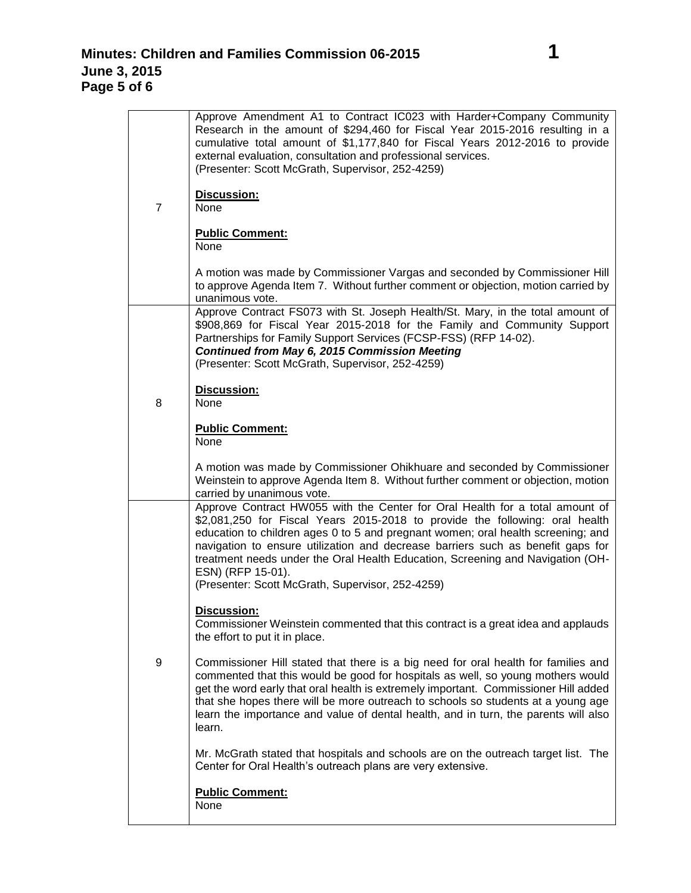| | |
|---|---|
| 7 | Approve Amendment A1 to Contract IC023 with Harder+Company Community Research in the amount of $294,460 for Fiscal Year 2015-2016 resulting in a cumulative total amount of $1,177,840 for Fiscal Years 2012-2016 to provide external evaluation, consultation and professional services.<br>(Presenter: Scott McGrath, Supervisor, 252-4259)<br><br>**Discussion:**<br>None<br><br>**Public Comment:**<br>None<br><br>A motion was made by Commissioner Vargas and seconded by Commissioner Hill to approve Agenda Item 7. Without further comment or objection, motion carried by unanimous vote. |
| 8 | Approve Contract FS073 with St. Joseph Health/St. Mary, in the total amount of $908,869 for Fiscal Year 2015-2018 for the Family and Community Support Partnerships for Family Support Services (FCSP-FSS) (RFP 14-02).<br>***Continued from May 6, 2015 Commission Meeting***<br>(Presenter: Scott McGrath, Supervisor, 252-4259)<br><br>**Discussion:**<br>None<br><br>**Public Comment:**<br>None<br><br>A motion was made by Commissioner Ohikhuare and seconded by Commissioner Weinstein to approve Agenda Item 8. Without further comment or objection, motion carried by unanimous vote. |
| 9 | Approve Contract HW055 with the Center for Oral Health for a total amount of $2,081,250 for Fiscal Years 2015-2018 to provide the following: oral health education to children ages 0 to 5 and pregnant women; oral health screening; and navigation to ensure utilization and decrease barriers such as benefit gaps for treatment needs under the Oral Health Education, Screening and Navigation (OH-ESN) (RFP 15-01).<br>(Presenter: Scott McGrath, Supervisor, 252-4259)<br><br>**Discussion:**<br>Commissioner Weinstein commented that this contract is a great idea and applauds the effort to put it in place.<br><br>Commissioner Hill stated that there is a big need for oral health for families and commented that this would be good for hospitals as well, so young mothers would get the word early that oral health is extremely important. Commissioner Hill added that she hopes there will be more outreach to schools so students at a young age learn the importance and value of dental health, and in turn, the parents will also learn.<br><br>Mr. McGrath stated that hospitals and schools are on the outreach target list. The Center for Oral Health's outreach plans are very extensive.<br><br>**Public Comment:**<br>None |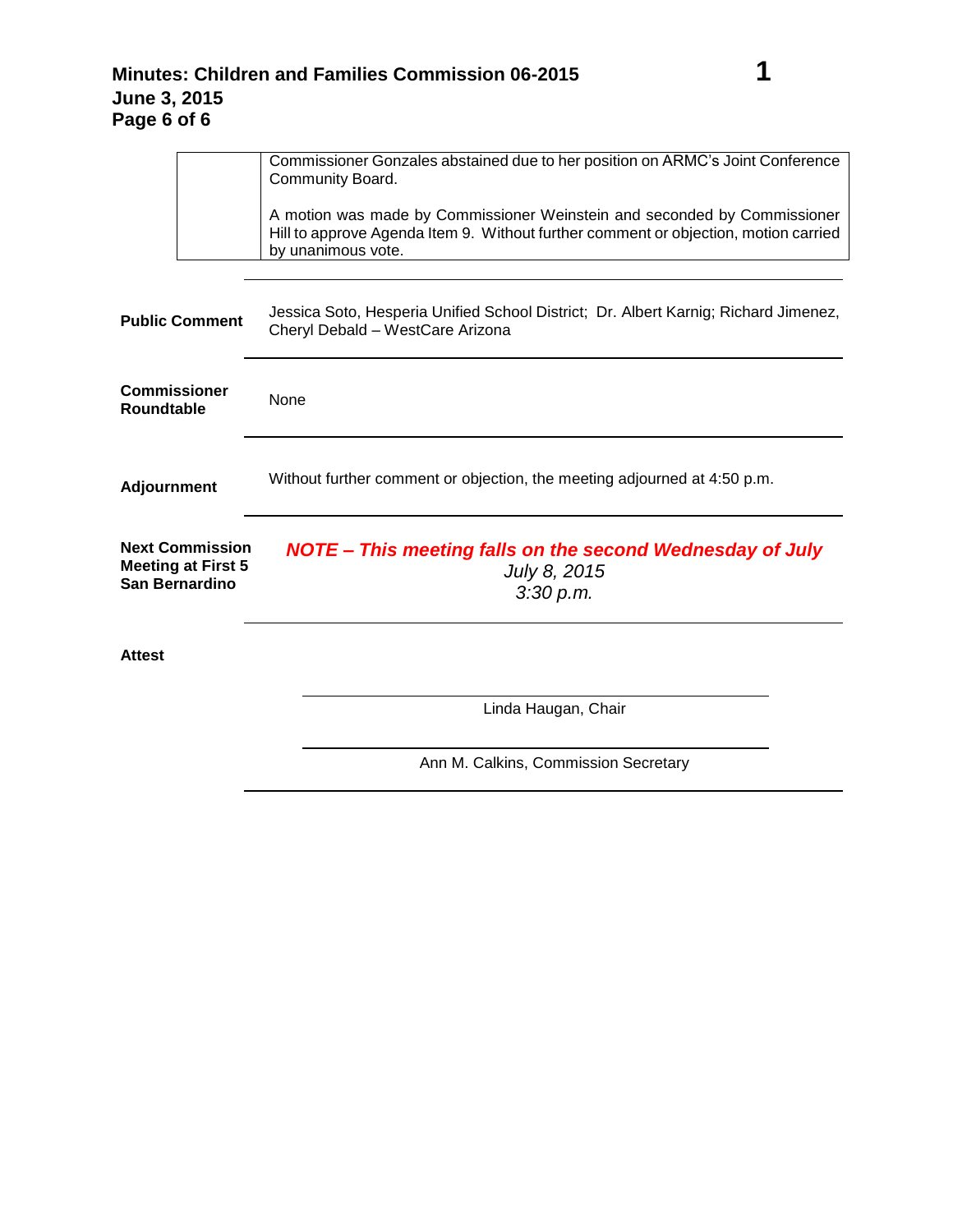| | |
|---|---|
| | Commissioner Gonzales abstained due to her position on ARMC's Joint Conference Community Board.<br><br>A motion was made by Commissioner Weinstein and seconded by Commissioner Hill to approve Agenda Item 9. Without further comment or objection, motion carried by unanimous vote. |

| | |
|---|---|
| **Public Comment** | Jessica Soto, Hesperia Unified School District; Dr. Albert Karnig; Richard Jimenez, Cheryl Debald – WestCare Arizona |
| **Commissioner Roundtable** | None |
| **Adjournment** | Without further comment or objection, the meeting adjourned at 4:50 p.m. |
| **Next Commission Meeting at First 5 San Bernardino** | ***NOTE – This meeting falls on the second Wednesday of July***<br>*July 8, 2015*<br>*3:30 p.m.* |

**Attest**

Linda Haugan, Chair

Ann M. Calkins, Commission Secretary